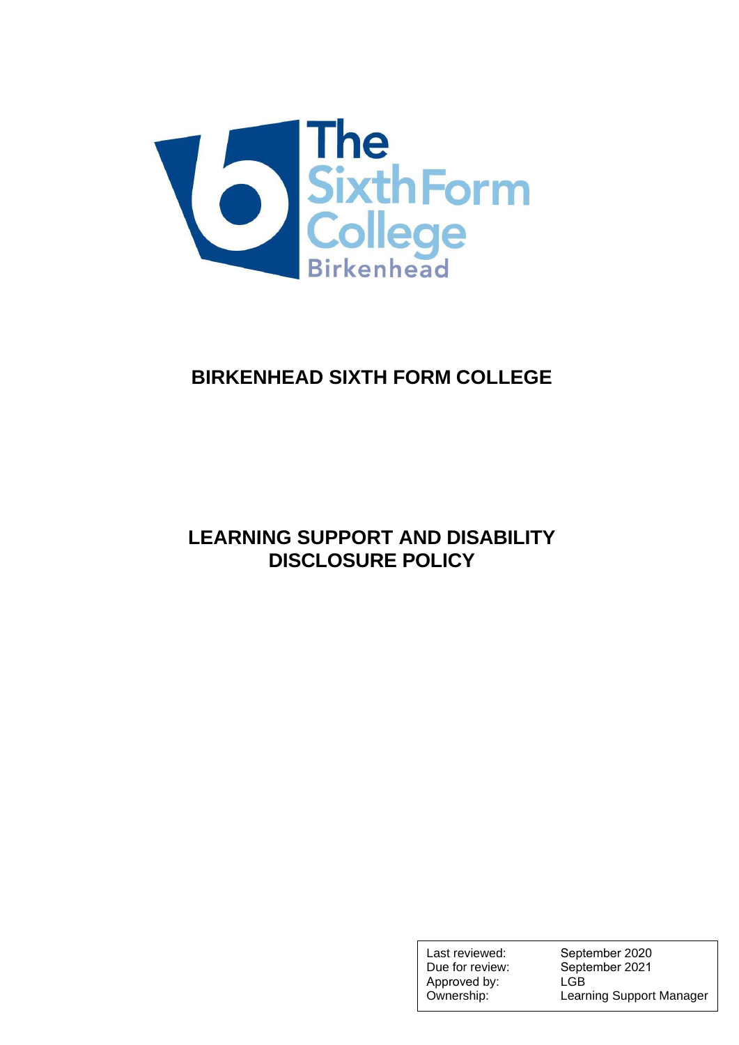# BIRKENHEAD SIXTH FORM COLLEGE

## LEARNING SUPPORT AND DISABILITY DISCLOSURE POLICY

| | |
|---|---|
| Last reviewed: | September 2020 |
| Due for review: | September 2021 |
| Approved by: | LGB |
| Ownership: | Learning Support Manager |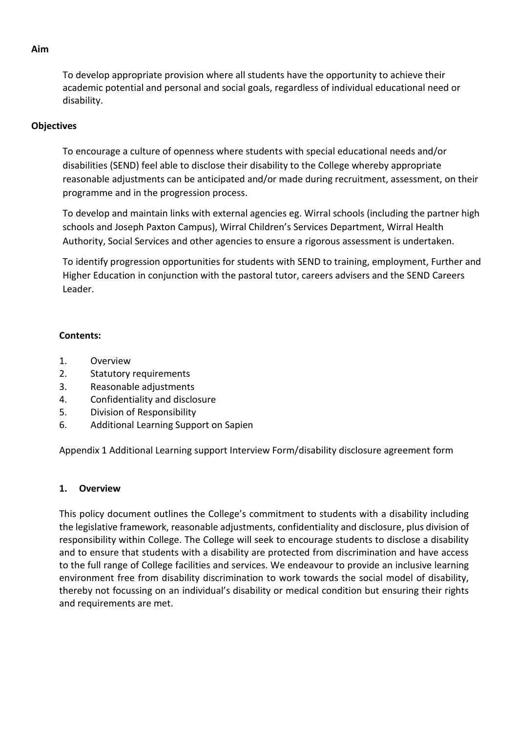**Aim**

To develop appropriate provision where all students have the opportunity to achieve their academic potential and personal and social goals, regardless of individual educational need or disability.

**Objectives**

To encourage a culture of openness where students with special educational needs and/or disabilities (SEND) feel able to disclose their disability to the College whereby appropriate reasonable adjustments can be anticipated and/or made during recruitment, assessment, on their programme and in the progression process.

To develop and maintain links with external agencies eg. Wirral schools (including the partner high schools and Joseph Paxton Campus), Wirral Children's Services Department, Wirral Health Authority, Social Services and other agencies to ensure a rigorous assessment is undertaken.

To identify progression opportunities for students with SEND to training, employment, Further and Higher Education in conjunction with the pastoral tutor, careers advisers and the SEND Careers Leader.

**Contents:**

1. Overview
2. Statutory requirements
3. Reasonable adjustments
4. Confidentiality and disclosure
5. Division of Responsibility
6. Additional Learning Support on Sapien

Appendix 1 Additional Learning support Interview Form/disability disclosure agreement form

## 1. Overview

This policy document outlines the College's commitment to students with a disability including the legislative framework, reasonable adjustments, confidentiality and disclosure, plus division of responsibility within College. The College will seek to encourage students to disclose a disability and to ensure that students with a disability are protected from discrimination and have access to the full range of College facilities and services. We endeavour to provide an inclusive learning environment free from disability discrimination to work towards the social model of disability, thereby not focussing on an individual's disability or medical condition but ensuring their rights and requirements are met.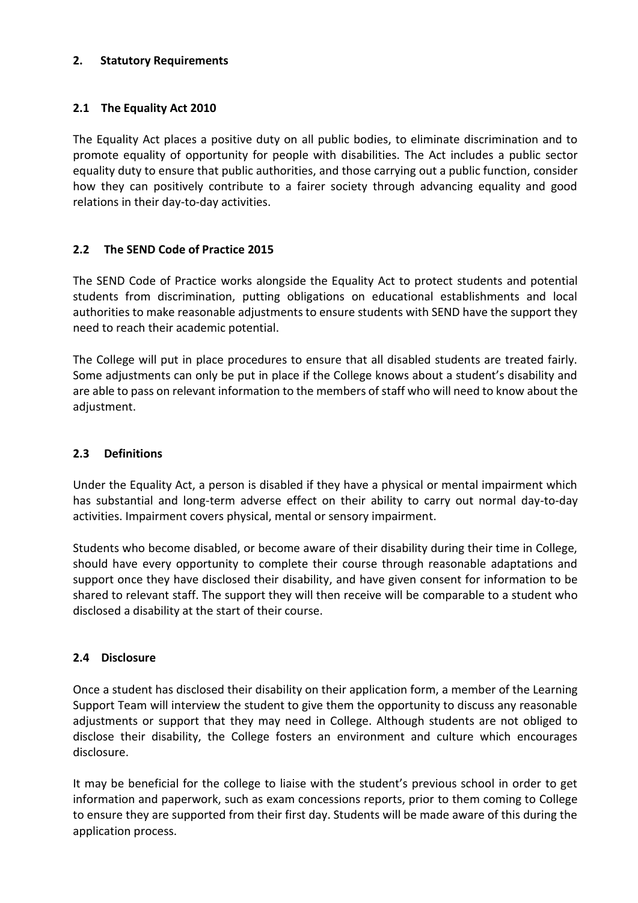## 2. Statutory Requirements

### 2.1 The Equality Act 2010

The Equality Act places a positive duty on all public bodies, to eliminate discrimination and to promote equality of opportunity for people with disabilities. The Act includes a public sector equality duty to ensure that public authorities, and those carrying out a public function, consider how they can positively contribute to a fairer society through advancing equality and good relations in their day-to-day activities.

### 2.2 The SEND Code of Practice 2015

The SEND Code of Practice works alongside the Equality Act to protect students and potential students from discrimination, putting obligations on educational establishments and local authorities to make reasonable adjustments to ensure students with SEND have the support they need to reach their academic potential.

The College will put in place procedures to ensure that all disabled students are treated fairly. Some adjustments can only be put in place if the College knows about a student's disability and are able to pass on relevant information to the members of staff who will need to know about the adjustment.

### 2.3 Definitions

Under the Equality Act, a person is disabled if they have a physical or mental impairment which has substantial and long-term adverse effect on their ability to carry out normal day-to-day activities. Impairment covers physical, mental or sensory impairment.

Students who become disabled, or become aware of their disability during their time in College, should have every opportunity to complete their course through reasonable adaptations and support once they have disclosed their disability, and have given consent for information to be shared to relevant staff. The support they will then receive will be comparable to a student who disclosed a disability at the start of their course.

### 2.4 Disclosure

Once a student has disclosed their disability on their application form, a member of the Learning Support Team will interview the student to give them the opportunity to discuss any reasonable adjustments or support that they may need in College. Although students are not obliged to disclose their disability, the College fosters an environment and culture which encourages disclosure.

It may be beneficial for the college to liaise with the student's previous school in order to get information and paperwork, such as exam concessions reports, prior to them coming to College to ensure they are supported from their first day. Students will be made aware of this during the application process.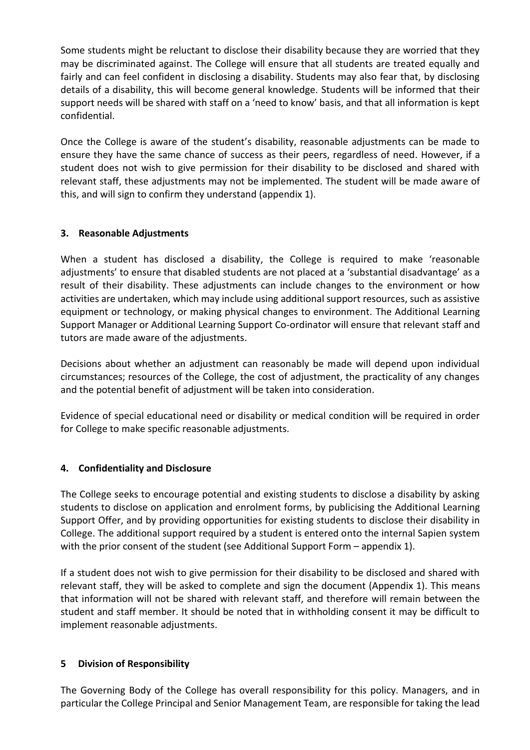Some students might be reluctant to disclose their disability because they are worried that they may be discriminated against. The College will ensure that all students are treated equally and fairly and can feel confident in disclosing a disability. Students may also fear that, by disclosing details of a disability, this will become general knowledge. Students will be informed that their support needs will be shared with staff on a 'need to know' basis, and that all information is kept confidential.

Once the College is aware of the student's disability, reasonable adjustments can be made to ensure they have the same chance of success as their peers, regardless of need. However, if a student does not wish to give permission for their disability to be disclosed and shared with relevant staff, these adjustments may not be implemented. The student will be made aware of this, and will sign to confirm they understand (appendix 1).

## 3. Reasonable Adjustments

When a student has disclosed a disability, the College is required to make 'reasonable adjustments' to ensure that disabled students are not placed at a 'substantial disadvantage' as a result of their disability. These adjustments can include changes to the environment or how activities are undertaken, which may include using additional support resources, such as assistive equipment or technology, or making physical changes to environment. The Additional Learning Support Manager or Additional Learning Support Co-ordinator will ensure that relevant staff and tutors are made aware of the adjustments.

Decisions about whether an adjustment can reasonably be made will depend upon individual circumstances; resources of the College, the cost of adjustment, the practicality of any changes and the potential benefit of adjustment will be taken into consideration.

Evidence of special educational need or disability or medical condition will be required in order for College to make specific reasonable adjustments.

## 4. Confidentiality and Disclosure

The College seeks to encourage potential and existing students to disclose a disability by asking students to disclose on application and enrolment forms, by publicising the Additional Learning Support Offer, and by providing opportunities for existing students to disclose their disability in College. The additional support required by a student is entered onto the internal Sapien system with the prior consent of the student (see Additional Support Form – appendix 1).

If a student does not wish to give permission for their disability to be disclosed and shared with relevant staff, they will be asked to complete and sign the document (Appendix 1). This means that information will not be shared with relevant staff, and therefore will remain between the student and staff member. It should be noted that in withholding consent it may be difficult to implement reasonable adjustments.

## 5 Division of Responsibility

The Governing Body of the College has overall responsibility for this policy. Managers, and in particular the College Principal and Senior Management Team, are responsible for taking the lead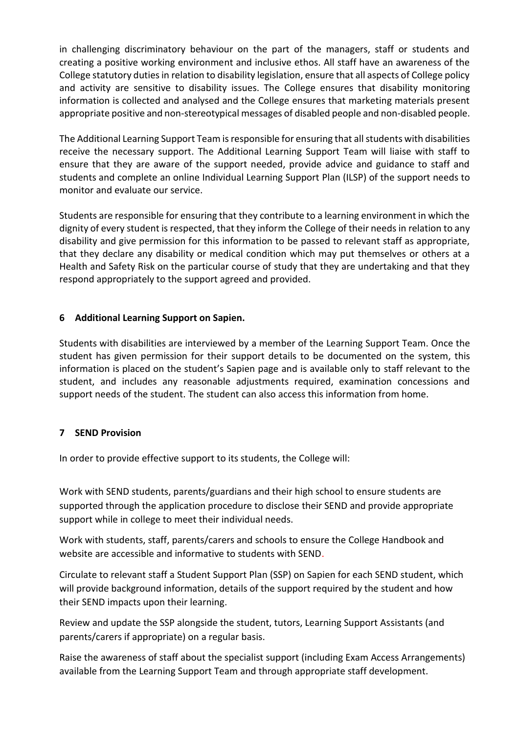in challenging discriminatory behaviour on the part of the managers, staff or students and creating a positive working environment and inclusive ethos. All staff have an awareness of the College statutory duties in relation to disability legislation, ensure that all aspects of College policy and activity are sensitive to disability issues. The College ensures that disability monitoring information is collected and analysed and the College ensures that marketing materials present appropriate positive and non-stereotypical messages of disabled people and non-disabled people.

The Additional Learning Support Team is responsible for ensuring that all students with disabilities receive the necessary support. The Additional Learning Support Team will liaise with staff to ensure that they are aware of the support needed, provide advice and guidance to staff and students and complete an online Individual Learning Support Plan (ILSP) of the support needs to monitor and evaluate our service.

Students are responsible for ensuring that they contribute to a learning environment in which the dignity of every student is respected, that they inform the College of their needs in relation to any disability and give permission for this information to be passed to relevant staff as appropriate, that they declare any disability or medical condition which may put themselves or others at a Health and Safety Risk on the particular course of study that they are undertaking and that they respond appropriately to the support agreed and provided.

## 6 Additional Learning Support on Sapien.

Students with disabilities are interviewed by a member of the Learning Support Team. Once the student has given permission for their support details to be documented on the system, this information is placed on the student's Sapien page and is available only to staff relevant to the student, and includes any reasonable adjustments required, examination concessions and support needs of the student. The student can also access this information from home.

## 7 SEND Provision

In order to provide effective support to its students, the College will:

Work with SEND students, parents/guardians and their high school to ensure students are supported through the application procedure to disclose their SEND and provide appropriate support while in college to meet their individual needs.

Work with students, staff, parents/carers and schools to ensure the College Handbook and website are accessible and informative to students with SEND.

Circulate to relevant staff a Student Support Plan (SSP) on Sapien for each SEND student, which will provide background information, details of the support required by the student and how their SEND impacts upon their learning.

Review and update the SSP alongside the student, tutors, Learning Support Assistants (and parents/carers if appropriate) on a regular basis.

Raise the awareness of staff about the specialist support (including Exam Access Arrangements) available from the Learning Support Team and through appropriate staff development.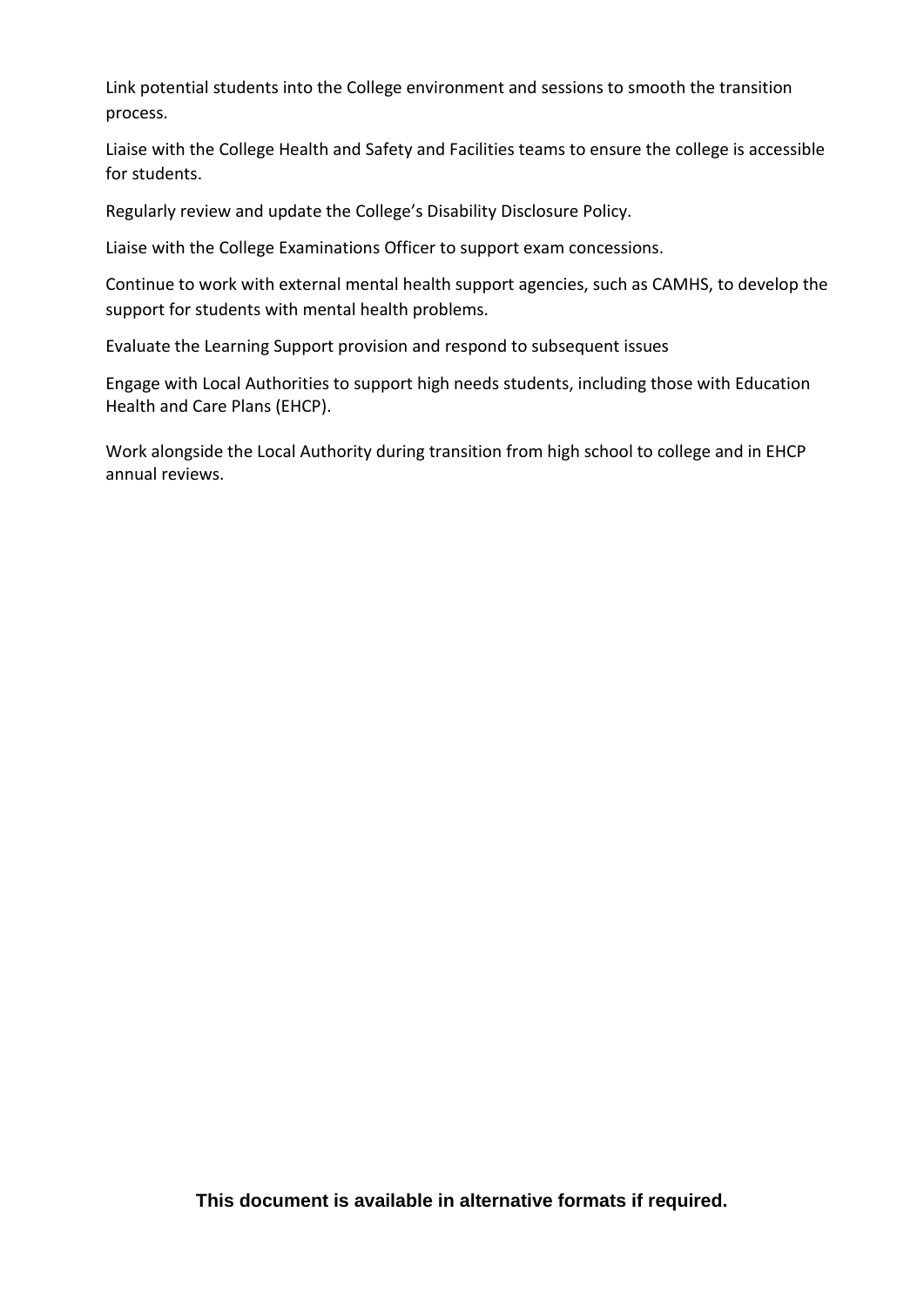Link potential students into the College environment and sessions to smooth the transition process.

Liaise with the College Health and Safety and Facilities teams to ensure the college is accessible for students.

Regularly review and update the College's Disability Disclosure Policy.

Liaise with the College Examinations Officer to support exam concessions.

Continue to work with external mental health support agencies, such as CAMHS, to develop the support for students with mental health problems.

Evaluate the Learning Support provision and respond to subsequent issues

Engage with Local Authorities to support high needs students, including those with Education Health and Care Plans (EHCP).

Work alongside the Local Authority during transition from high school to college and in EHCP annual reviews.

**This document is available in alternative formats if required.**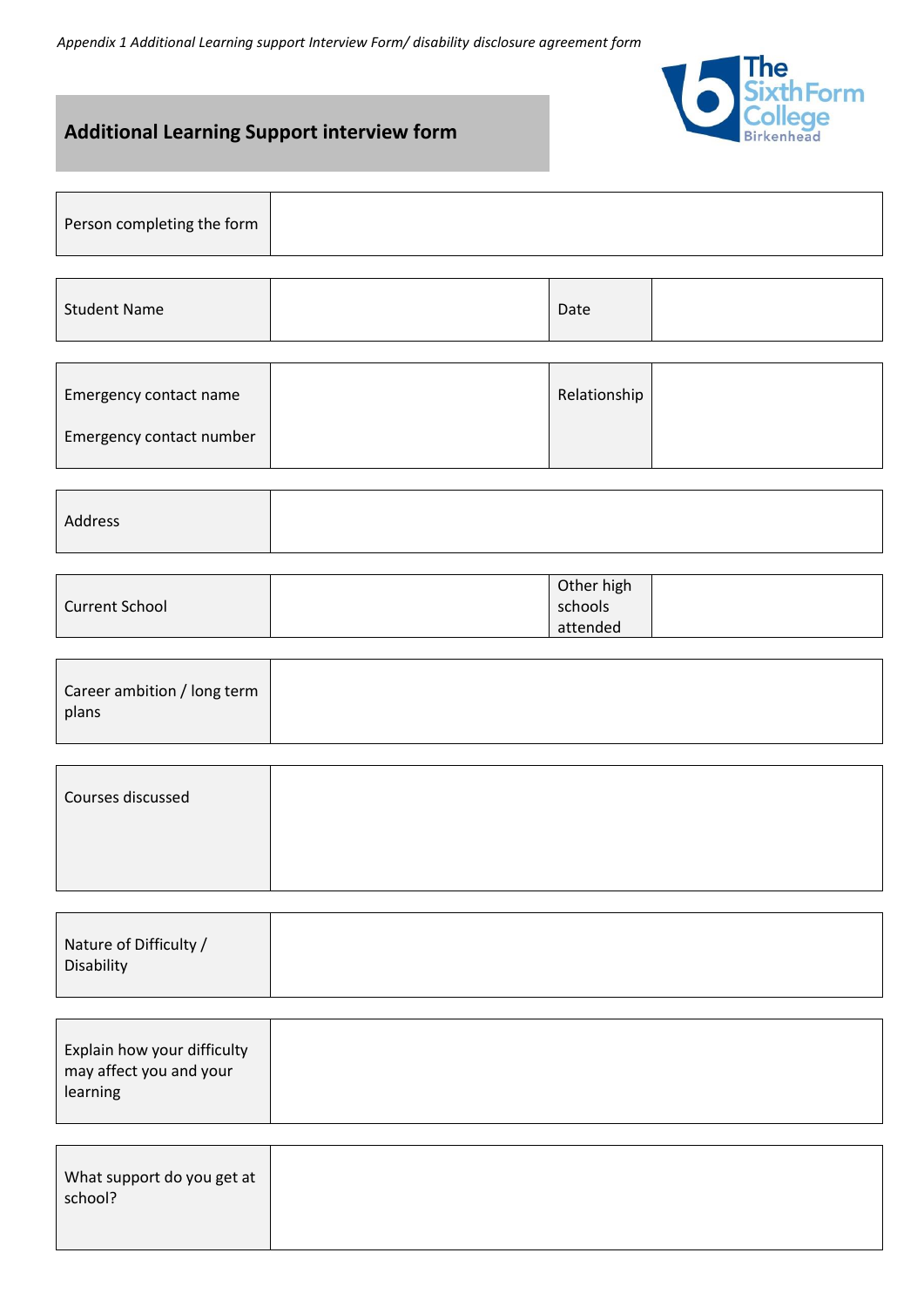*Appendix 1 Additional Learning support Interview Form/ disability disclosure agreement form*

## Additional Learning Support interview form

| Person completing the form | |
|---|---|

| Student Name | | Date | |
|---|---|---|---|

| Emergency contact name<br><br>Emergency contact number | | Relationship | |
|---|---|---|---|

| Address | |
|---|---|

| Current School | | Other high schools attended | |
|---|---|---|---|

| Career ambition / long term plans | |
|---|---|

| Courses discussed | |
|---|---|

| Nature of Difficulty / Disability | |
|---|---|

| Explain how your difficulty may affect you and your learning | |
|---|---|

| What support do you get at school? | |
|---|---|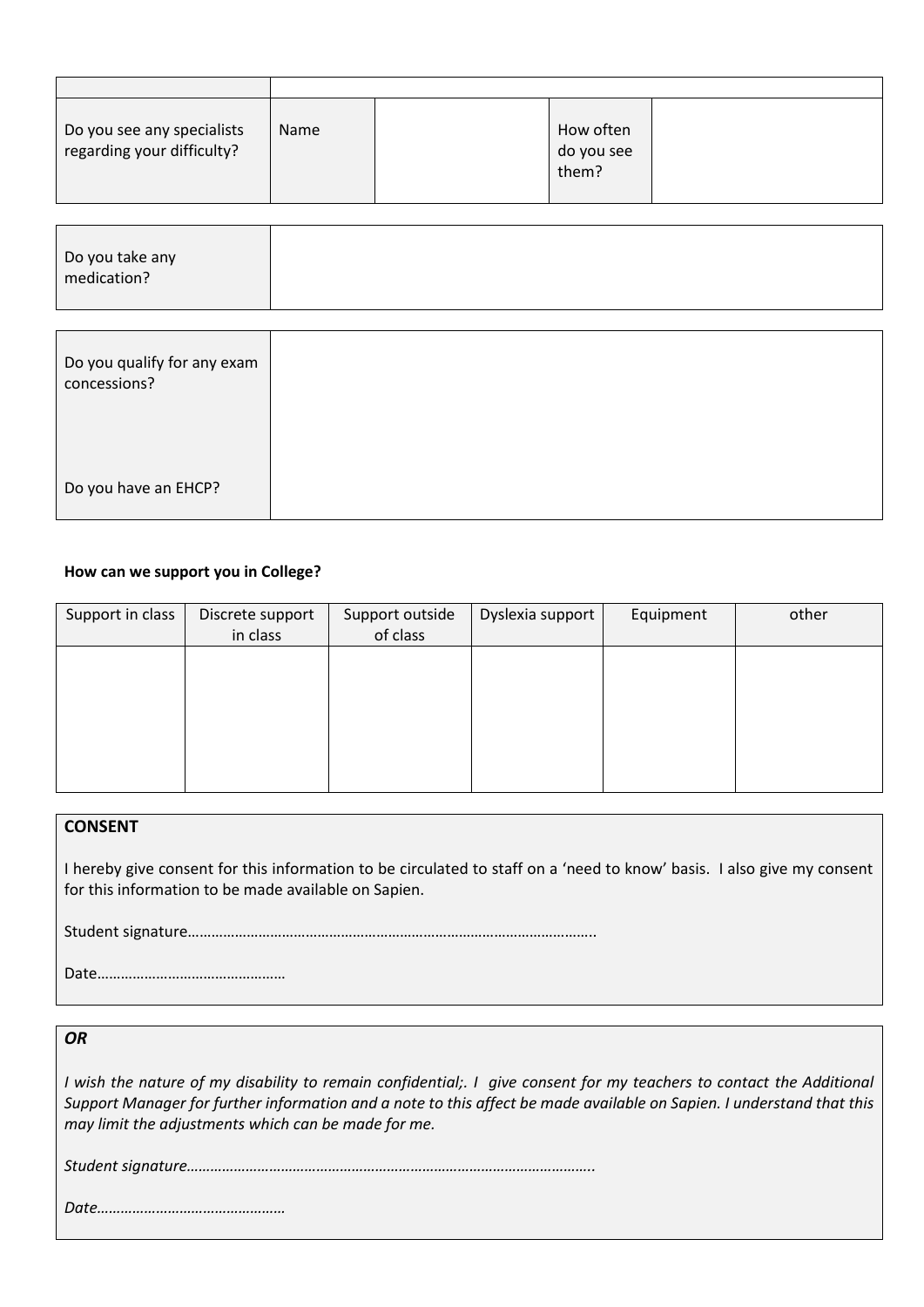| | | | | |
|---|---|---|---|---|
| | | | | |
| Do you see any specialists regarding your difficulty? | Name | | How often do you see them? | |

| | |
|---|---|
| Do you take any medication? | |

| | |
|---|---|
| Do you qualify for any exam concessions?<br><br>Do you have an EHCP? | |

**How can we support you in College?**

| Support in class | Discrete support in class | Support outside of class | Dyslexia support | Equipment | other |
|---|---|---|---|---|---|
| | | | | | |

**CONSENT**

I hereby give consent for this information to be circulated to staff on a 'need to know' basis. I also give my consent for this information to be made available on Sapien.

Student signature……………………………………………………………………………………………..

Date…………………………………………

***OR***

*I wish the nature of my disability to remain confidential;. I give consent for my teachers to contact the Additional Support Manager for further information and a note to this affect be made available on Sapien. I understand that this may limit the adjustments which can be made for me.*

*Student signature……………………………………………………………………………………………..*

*Date…………………………………………*